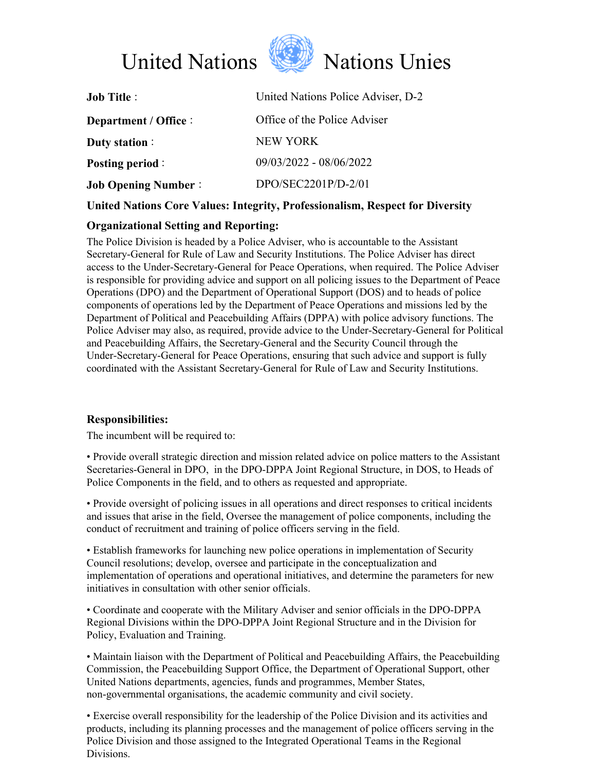# United Nations Nations Unies

| | |
|---|---|
| **Job Title** : | United Nations Police Adviser, D-2 |
| **Department / Office** : | Office of the Police Adviser |
| **Duty station** : | NEW YORK |
| **Posting period** : | 09/03/2022 - 08/06/2022 |
| **Job Opening Number** : | DPO/SEC2201P/D-2/01 |

**United Nations Core Values: Integrity, Professionalism, Respect for Diversity**

**Organizational Setting and Reporting:**

The Police Division is headed by a Police Adviser, who is accountable to the Assistant Secretary-General for Rule of Law and Security Institutions. The Police Adviser has direct access to the Under-Secretary-General for Peace Operations, when required. The Police Adviser is responsible for providing advice and support on all policing issues to the Department of Peace Operations (DPO) and the Department of Operational Support (DOS) and to heads of police components of operations led by the Department of Peace Operations and missions led by the Department of Political and Peacebuilding Affairs (DPPA) with police advisory functions. The Police Adviser may also, as required, provide advice to the Under-Secretary-General for Political and Peacebuilding Affairs, the Secretary-General and the Security Council through the Under-Secretary-General for Peace Operations, ensuring that such advice and support is fully coordinated with the Assistant Secretary-General for Rule of Law and Security Institutions.

**Responsibilities:**

The incumbent will be required to:

• Provide overall strategic direction and mission related advice on police matters to the Assistant Secretaries-General in DPO, in the DPO-DPPA Joint Regional Structure, in DOS, to Heads of Police Components in the field, and to others as requested and appropriate.

• Provide oversight of policing issues in all operations and direct responses to critical incidents and issues that arise in the field, Oversee the management of police components, including the conduct of recruitment and training of police officers serving in the field.

• Establish frameworks for launching new police operations in implementation of Security Council resolutions; develop, oversee and participate in the conceptualization and implementation of operations and operational initiatives, and determine the parameters for new initiatives in consultation with other senior officials.

• Coordinate and cooperate with the Military Adviser and senior officials in the DPO-DPPA Regional Divisions within the DPO-DPPA Joint Regional Structure and in the Division for Policy, Evaluation and Training.

• Maintain liaison with the Department of Political and Peacebuilding Affairs, the Peacebuilding Commission, the Peacebuilding Support Office, the Department of Operational Support, other United Nations departments, agencies, funds and programmes, Member States, non-governmental organisations, the academic community and civil society.

• Exercise overall responsibility for the leadership of the Police Division and its activities and products, including its planning processes and the management of police officers serving in the Police Division and those assigned to the Integrated Operational Teams in the Regional Divisions.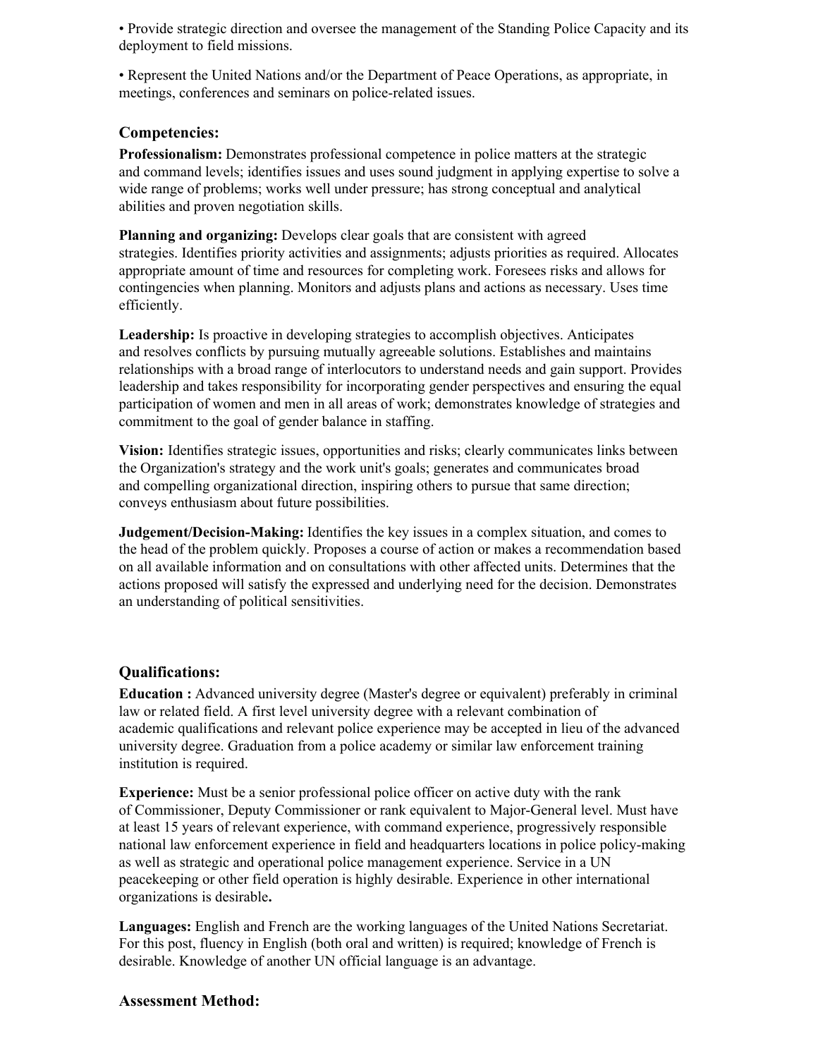- Provide strategic direction and oversee the management of the Standing Police Capacity and its deployment to field missions.

- Represent the United Nations and/or the Department of Peace Operations, as appropriate, in meetings, conferences and seminars on police-related issues.

### Competencies:

**Professionalism:** Demonstrates professional competence in police matters at the strategic and command levels; identifies issues and uses sound judgment in applying expertise to solve a wide range of problems; works well under pressure; has strong conceptual and analytical abilities and proven negotiation skills.

**Planning and organizing:** Develops clear goals that are consistent with agreed strategies. Identifies priority activities and assignments; adjusts priorities as required. Allocates appropriate amount of time and resources for completing work. Foresees risks and allows for contingencies when planning. Monitors and adjusts plans and actions as necessary. Uses time efficiently.

**Leadership:** Is proactive in developing strategies to accomplish objectives. Anticipates and resolves conflicts by pursuing mutually agreeable solutions. Establishes and maintains relationships with a broad range of interlocutors to understand needs and gain support. Provides leadership and takes responsibility for incorporating gender perspectives and ensuring the equal participation of women and men in all areas of work; demonstrates knowledge of strategies and commitment to the goal of gender balance in staffing.

**Vision:** Identifies strategic issues, opportunities and risks; clearly communicates links between the Organization's strategy and the work unit's goals; generates and communicates broad and compelling organizational direction, inspiring others to pursue that same direction; conveys enthusiasm about future possibilities.

**Judgement/Decision-Making:** Identifies the key issues in a complex situation, and comes to the head of the problem quickly. Proposes a course of action or makes a recommendation based on all available information and on consultations with other affected units. Determines that the actions proposed will satisfy the expressed and underlying need for the decision. Demonstrates an understanding of political sensitivities.

### Qualifications:

**Education :** Advanced university degree (Master's degree or equivalent) preferably in criminal law or related field. A first level university degree with a relevant combination of academic qualifications and relevant police experience may be accepted in lieu of the advanced university degree. Graduation from a police academy or similar law enforcement training institution is required.

**Experience:** Must be a senior professional police officer on active duty with the rank of Commissioner, Deputy Commissioner or rank equivalent to Major-General level. Must have at least 15 years of relevant experience, with command experience, progressively responsible national law enforcement experience in field and headquarters locations in police policy-making as well as strategic and operational police management experience. Service in a UN peacekeeping or other field operation is highly desirable. Experience in other international organizations is desirable**.**

**Languages:** English and French are the working languages of the United Nations Secretariat. For this post, fluency in English (both oral and written) is required; knowledge of French is desirable. Knowledge of another UN official language is an advantage.

### Assessment Method: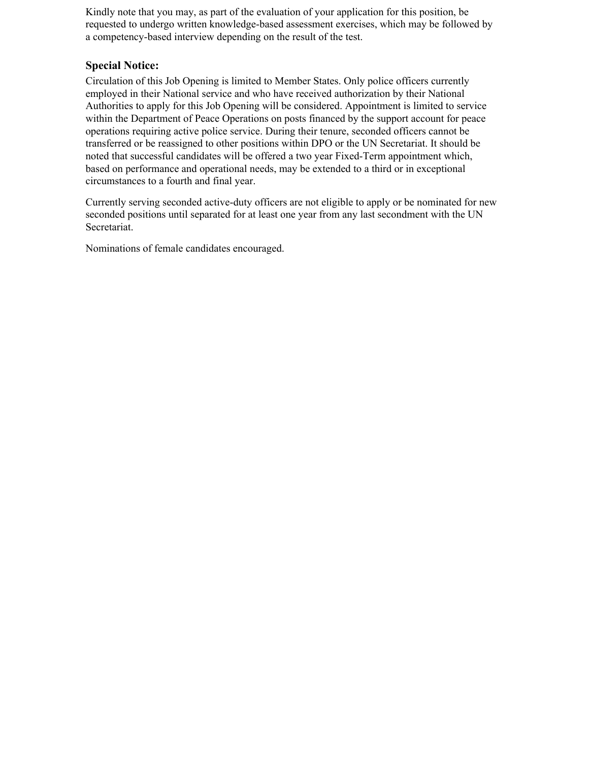Kindly note that you may, as part of the evaluation of your application for this position, be requested to undergo written knowledge-based assessment exercises, which may be followed by a competency-based interview depending on the result of the test.

### Special Notice:

Circulation of this Job Opening is limited to Member States. Only police officers currently employed in their National service and who have received authorization by their National Authorities to apply for this Job Opening will be considered. Appointment is limited to service within the Department of Peace Operations on posts financed by the support account for peace operations requiring active police service. During their tenure, seconded officers cannot be transferred or be reassigned to other positions within DPO or the UN Secretariat. It should be noted that successful candidates will be offered a two year Fixed-Term appointment which, based on performance and operational needs, may be extended to a third or in exceptional circumstances to a fourth and final year.

Currently serving seconded active-duty officers are not eligible to apply or be nominated for new seconded positions until separated for at least one year from any last secondment with the UN Secretariat.

Nominations of female candidates encouraged.